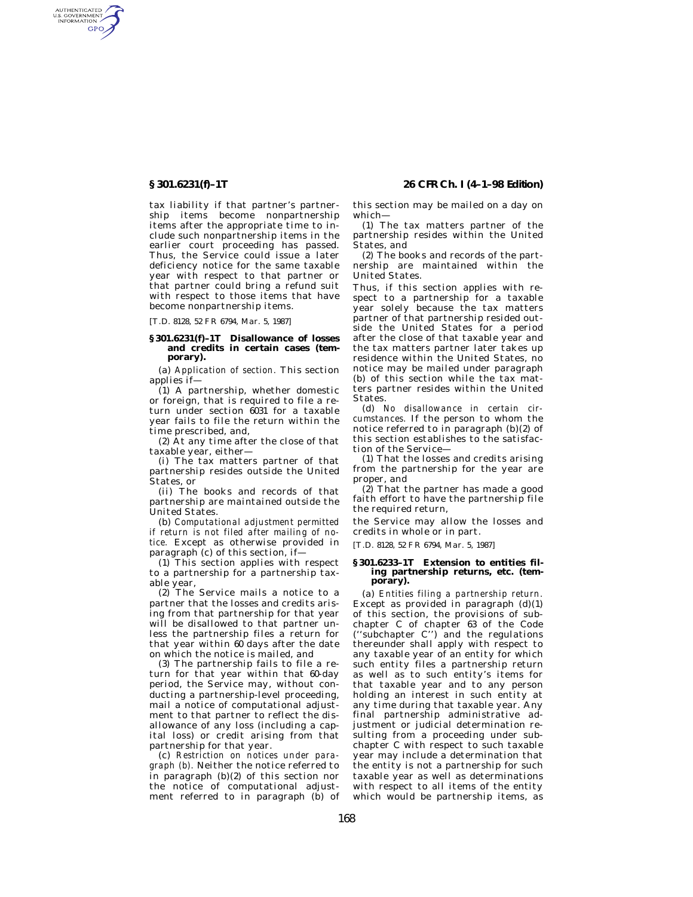tax liability if that partner's partnership items become nonpartnership items after the appropriate time to include such nonpartnership items in the earlier court proceeding has passed. Thus, the Service could issue a later deficiency notice for the same taxable year with respect to that partner or that partner could bring a refund suit with respect to those items that have become nonpartnership items.

[T.D. 8128, 52 FR 6794, Mar. 5, 1987]

## § 301.6231(f)–1T Disallowance of losses and credits in certain cases (temporary).

(a) *Application of section.* This section applies if—

(1) A partnership, whether domestic or foreign, that is required to file a return under section 6031 for a taxable year fails to file the return within the time prescribed, and,

(2) At any time after the close of that taxable year, either—

(i) The tax matters partner of that partnership resides outside the United States, or

(ii) The books and records of that partnership are maintained outside the United States.

(b) *Computational adjustment permitted if return is not filed after mailing of notice.* Except as otherwise provided in paragraph (c) of this section, if—

(1) This section applies with respect to a partnership for a partnership taxable year,

(2) The Service mails a notice to a partner that the losses and credits arising from that partnership for that year will be disallowed to that partner unless the partnership files a return for that year within 60 days after the date on which the notice is mailed, and

(3) The partnership fails to file a return for that year within that 60-day period, the Service may, without conducting a partnership-level proceeding, mail a notice of computational adjustment to that partner to reflect the disallowance of any loss (including a capital loss) or credit arising from that partnership for that year.

(c) *Restriction on notices under paragraph (b).* Neither the notice referred to in paragraph (b)(2) of this section nor the notice of computational adjustment referred to in paragraph (b) of this section may be mailed on a day on which—

(1) The tax matters partner of the partnership resides within the United States, and

(2) The books and records of the partnership are maintained within the United States.

Thus, if this section applies with respect to a partnership for a taxable year solely because the tax matters partner of that partnership resided outside the United States for a period after the close of that taxable year and the tax matters partner later takes up residence within the United States, no notice may be mailed under paragraph (b) of this section while the tax matters partner resides within the United States.

(d) *No disallowance in certain circumstances.* If the person to whom the notice referred to in paragraph (b)(2) of this section establishes to the satisfaction of the Service—

(1) That the losses and credits arising from the partnership for the year are proper, and

(2) That the partner has made a good faith effort to have the partnership file the required return,

the Service may allow the losses and credits in whole or in part.

[T.D. 8128, 52 FR 6794, Mar. 5, 1987]

## § 301.6233–1T Extension to entities filing partnership returns, etc. (temporary).

(a) *Entities filing a partnership return.* Except as provided in paragraph (d)(1) of this section, the provisions of subchapter C of chapter 63 of the Code (''subchapter C'') and the regulations thereunder shall apply with respect to any taxable year of an entity for which such entity files a partnership return as well as to such entity's items for that taxable year and to any person holding an interest in such entity at any time during that taxable year. Any final partnership administrative adjustment or judicial determination resulting from a proceeding under subchapter C with respect to such taxable year may include a determination that the entity is not a partnership for such taxable year as well as determinations with respect to all items of the entity which would be partnership items, as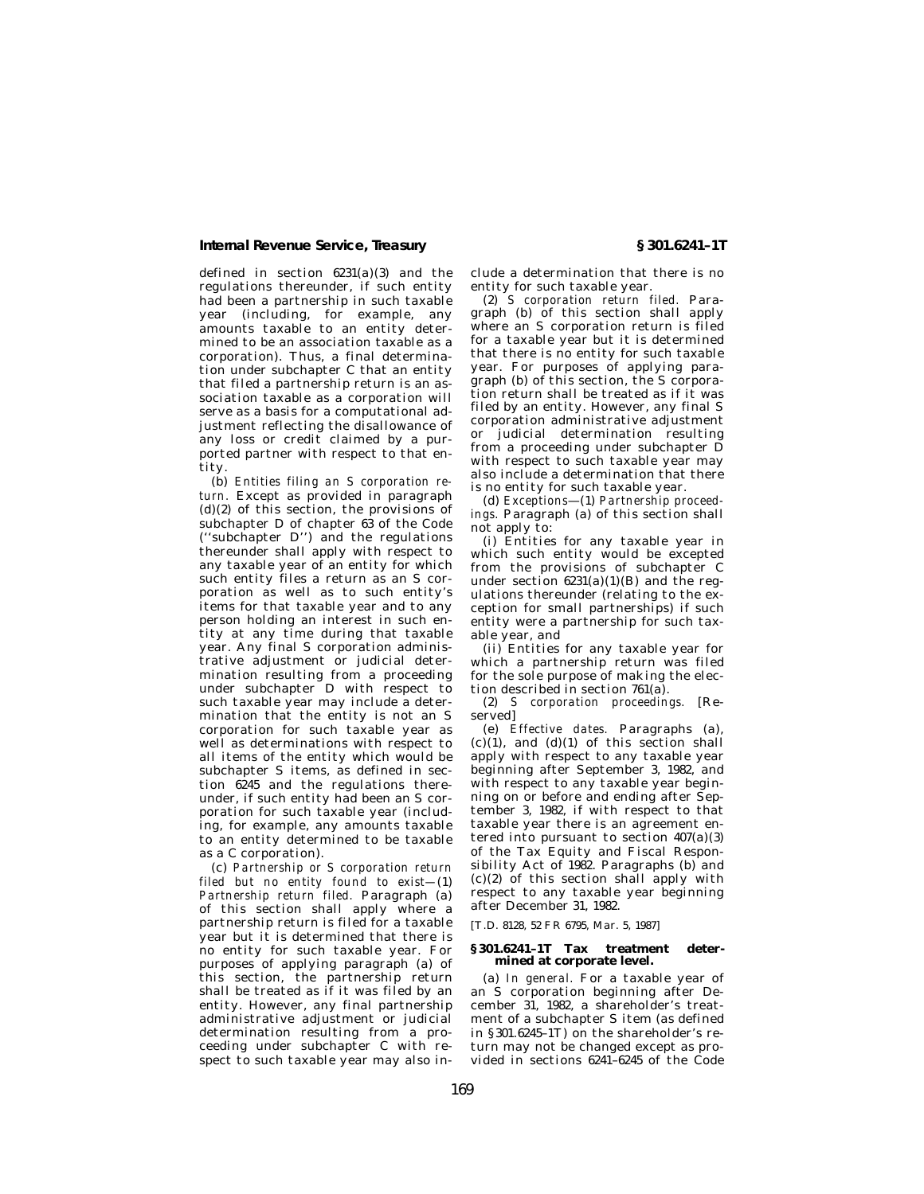defined in section 6231(a)(3) and the regulations thereunder, if such entity had been a partnership in such taxable year (including, for example, any amounts taxable to an entity determined to be an association taxable as a corporation). Thus, a final determination under subchapter C that an entity that filed a partnership return is an association taxable as a corporation will serve as a basis for a computational adjustment reflecting the disallowance of any loss or credit claimed by a purported partner with respect to that entity.

(b) *Entities filing an S corporation return.* Except as provided in paragraph (d)(2) of this section, the provisions of subchapter D of chapter 63 of the Code (''subchapter D'') and the regulations thereunder shall apply with respect to any taxable year of an entity for which such entity files a return as an S corporation as well as to such entity's items for that taxable year and to any person holding an interest in such entity at any time during that taxable year. Any final S corporation administrative adjustment or judicial determination resulting from a proceeding under subchapter D with respect to such taxable year may include a determination that the entity is not an S corporation for such taxable year as well as determinations with respect to all items of the entity which would be subchapter S items, as defined in section 6245 and the regulations thereunder, if such entity had been an S corporation for such taxable year (including, for example, any amounts taxable to an entity determined to be taxable as a C corporation).

(c) *Partnership or S corporation return filed but no entity found to exist*—(1) *Partnership return filed.* Paragraph (a) of this section shall apply where a partnership return is filed for a taxable year but it is determined that there is no entity for such taxable year. For purposes of applying paragraph (a) of this section, the partnership return shall be treated as if it was filed by an entity. However, any final partnership administrative adjustment or judicial determination resulting from a proceeding under subchapter C with respect to such taxable year may also include a determination that there is no entity for such taxable year.

(2) *S corporation return filed.* Paragraph (b) of this section shall apply where an S corporation return is filed for a taxable year but it is determined that there is no entity for such taxable year. For purposes of applying paragraph (b) of this section, the S corporation return shall be treated as if it was filed by an entity. However, any final S corporation administrative adjustment or judicial determination resulting from a proceeding under subchapter D with respect to such taxable year may also include a determination that there is no entity for such taxable year.

(d) *Exceptions*—(1) *Partnership proceedings.* Paragraph (a) of this section shall not apply to:

(i) Entities for any taxable year in which such entity would be excepted from the provisions of subchapter C under section 6231(a)(1)(B) and the regulations thereunder (relating to the exception for small partnerships) if such entity were a partnership for such taxable year, and

(ii) Entities for any taxable year for which a partnership return was filed for the sole purpose of making the election described in section 761(a).

(2) *S corporation proceedings.* [Reserved]

(e) *Effective dates.* Paragraphs (a), (c)(1), and (d)(1) of this section shall apply with respect to any taxable year beginning after September 3, 1982, and with respect to any taxable year beginning on or before and ending after September 3, 1982, if with respect to that taxable year there is an agreement entered into pursuant to section 407(a)(3) of the Tax Equity and Fiscal Responsibility Act of 1982. Paragraphs (b) and (c)(2) of this section shall apply with respect to any taxable year beginning after December 31, 1982.

[T.D. 8128, 52 FR 6795, Mar. 5, 1987]

### § 301.6241–1T Tax treatment determined at corporate level.

(a) *In general.* For a taxable year of an S corporation beginning after December 31, 1982, a shareholder's treatment of a subchapter S item (as defined in § 301.6245–1T) on the shareholder's return may not be changed except as provided in sections 6241–6245 of the Code